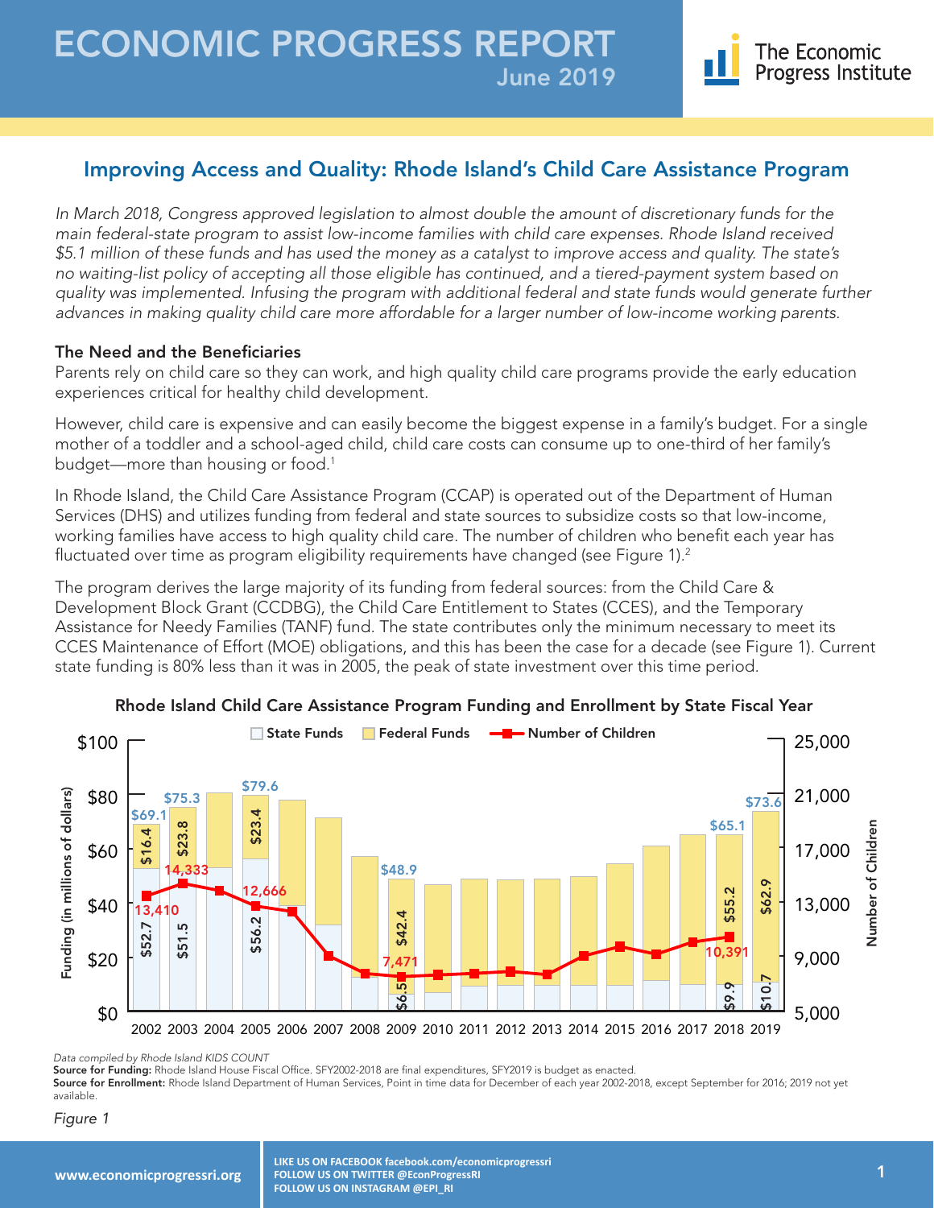# ECONOMIC PROGRESS REPORT

June 2019

The Economic Progress Institute

## Improving Access and Quality: Rhode Island's Child Care Assistance Program

*In March 2018, Congress approved legislation to almost double the amount of discretionary funds for the main federal-state program to assist low-income families with child care expenses. Rhode Island received $5.1 million of these funds and has used the money as a catalyst to improve access and quality. The state's no waiting-list policy of accepting all those eligible has continued, and a tiered-payment system based on quality was implemented. Infusing the program with additional federal and state funds would generate further advances in making quality child care more affordable for a larger number of low-income working parents.*

### The Need and the Beneficiaries

Parents rely on child care so they can work, and high quality child care programs provide the early education experiences critical for healthy child development.

However, child care is expensive and can easily become the biggest expense in a family's budget. For a single mother of a toddler and a school-aged child, child care costs can consume up to one-third of her family's budget—more than housing or food.[1]

In Rhode Island, the Child Care Assistance Program (CCAP) is operated out of the Department of Human Services (DHS) and utilizes funding from federal and state sources to subsidize costs so that low-income, working families have access to high quality child care. The number of children who benefit each year has fluctuated over time as program eligibility requirements have changed (see Figure 1).[2]

The program derives the large majority of its funding from federal sources: from the Child Care & Development Block Grant (CCDBG), the Child Care Entitlement to States (CCES), and the Temporary Assistance for Needy Families (TANF) fund. The state contributes only the minimum necessary to meet its CCES Maintenance of Effort (MOE) obligations, and this has been the case for a decade (see Figure 1). Current state funding is 80% less than it was in 2005, the peak of state investment over this time period.

**Rhode Island Child Care Assistance Program Funding and Enrollment by State Fiscal Year**

| Year | State Funds ($M) | Federal Funds ($M) | Total ($M) | Number of Children |
|---|---|---|---|---|
| 2002 | $52.7 | $16.4 | $69.1 | 13,410 |
| 2003 | $51.5 | $23.8 | $75.3 | 14,333 |
| 2005 | $56.2 | $23.4 | $79.6 | 12,666 |
| 2009 | $6.5 | $42.4 | $48.9 | 7,471 |
| 2018 | $9.9 | $55.2 | $65.1 | 10,391 |
| 2019 | $10.7 | $62.9 | $73.6 | |

*Data compiled by Rhode Island KIDS COUNT*

**Source for Funding:** Rhode Island House Fiscal Office. SFY2002-2018 are final expenditures, SFY2019 is budget as enacted.

**Source for Enrollment:** Rhode Island Department of Human Services, Point in time data for December of each year 2002-2018, except September for 2016; 2019 not yet available.

*Figure 1*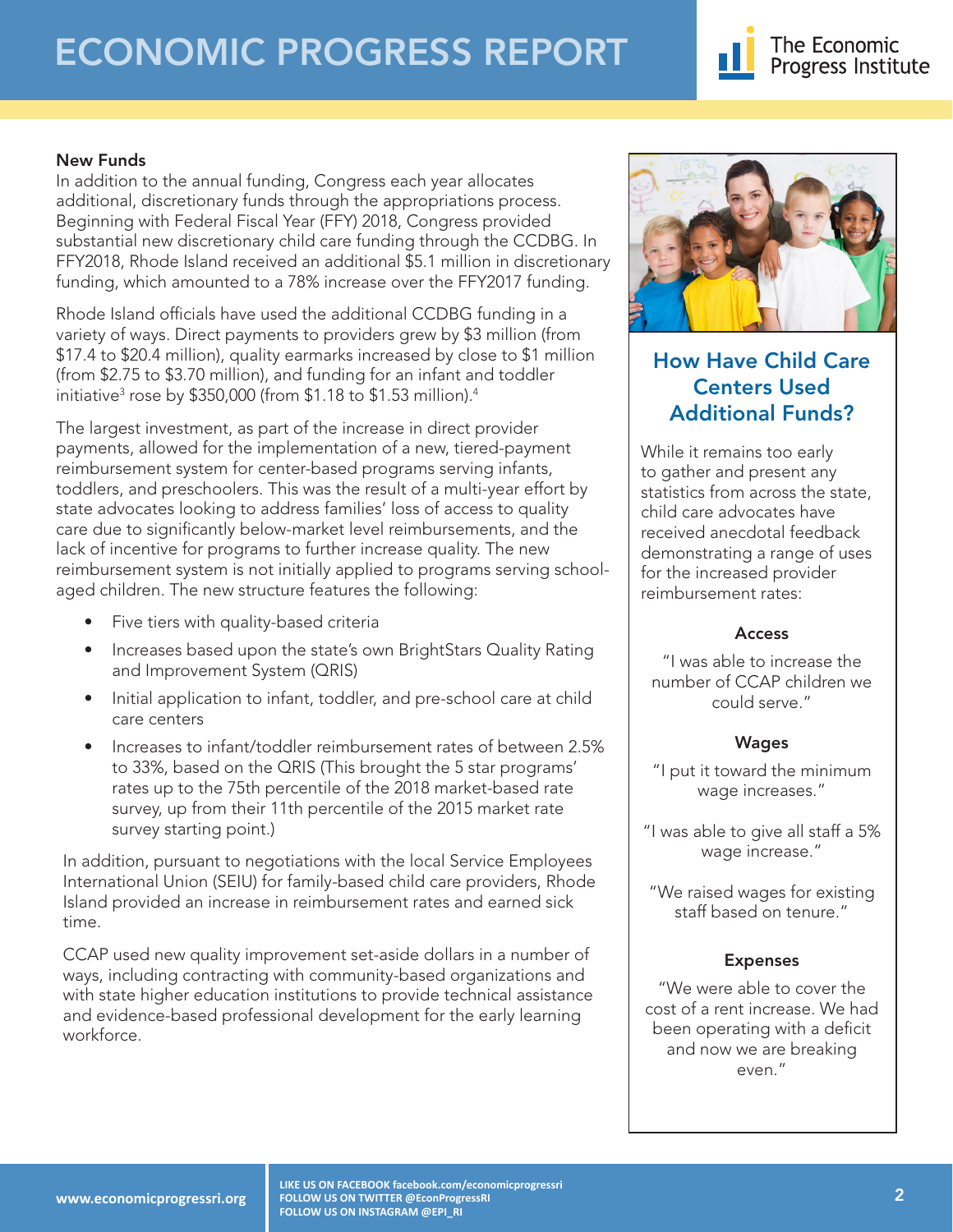## New Funds

In addition to the annual funding, Congress each year allocates additional, discretionary funds through the appropriations process. Beginning with Federal Fiscal Year (FFY) 2018, Congress provided substantial new discretionary child care funding through the CCDBG. In FFY2018, Rhode Island received an additional $5.1 million in discretionary funding, which amounted to a 78% increase over the FFY2017 funding.

Rhode Island officials have used the additional CCDBG funding in a variety of ways. Direct payments to providers grew by $3 million (from $17.4 to $20.4 million), quality earmarks increased by close to $1 million (from $2.75 to $3.70 million), and funding for an infant and toddler initiative[3] rose by $350,000 (from $1.18 to $1.53 million).[4]

The largest investment, as part of the increase in direct provider payments, allowed for the implementation of a new, tiered-payment reimbursement system for center-based programs serving infants, toddlers, and preschoolers. This was the result of a multi-year effort by state advocates looking to address families' loss of access to quality care due to significantly below-market level reimbursements, and the lack of incentive for programs to further increase quality. The new reimbursement system is not initially applied to programs serving school-aged children. The new structure features the following:

- Five tiers with quality-based criteria
- Increases based upon the state's own BrightStars Quality Rating and Improvement System (QRIS)
- Initial application to infant, toddler, and pre-school care at child care centers
- Increases to infant/toddler reimbursement rates of between 2.5% to 33%, based on the QRIS (This brought the 5 star programs' rates up to the 75th percentile of the 2018 market-based rate survey, up from their 11th percentile of the 2015 market rate survey starting point.)

In addition, pursuant to negotiations with the local Service Employees International Union (SEIU) for family-based child care providers, Rhode Island provided an increase in reimbursement rates and earned sick time.

CCAP used new quality improvement set-aside dollars in a number of ways, including contracting with community-based organizations and with state higher education institutions to provide technical assistance and evidence-based professional development for the early learning workforce.

## How Have Child Care Centers Used Additional Funds?

While it remains too early to gather and present any statistics from across the state, child care advocates have received anecdotal feedback demonstrating a range of uses for the increased provider reimbursement rates:

**Access**

"I was able to increase the number of CCAP children we could serve."

**Wages**

"I put it toward the minimum wage increases."

"I was able to give all staff a 5% wage increase."

"We raised wages for existing staff based on tenure."

**Expenses**

"We were able to cover the cost of a rent increase. We had been operating with a deficit and now we are breaking even."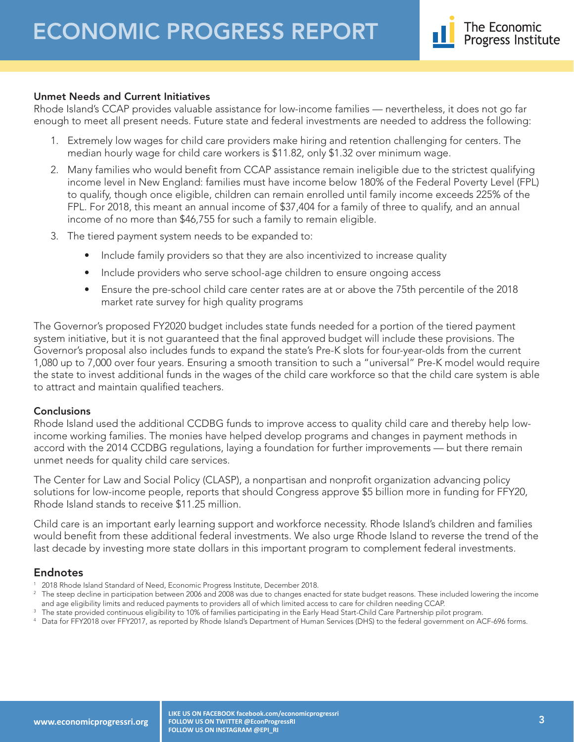### Unmet Needs and Current Initiatives

Rhode Island's CCAP provides valuable assistance for low-income families — nevertheless, it does not go far enough to meet all present needs. Future state and federal investments are needed to address the following:

1. Extremely low wages for child care providers make hiring and retention challenging for centers. The median hourly wage for child care workers is $11.82, only $1.32 over minimum wage.
2. Many families who would benefit from CCAP assistance remain ineligible due to the strictest qualifying income level in New England: families must have income below 180% of the Federal Poverty Level (FPL) to qualify, though once eligible, children can remain enrolled until family income exceeds 225% of the FPL. For 2018, this meant an annual income of $37,404 for a family of three to qualify, and an annual income of no more than $46,755 for such a family to remain eligible.
3. The tiered payment system needs to be expanded to:
    - Include family providers so that they are also incentivized to increase quality
    - Include providers who serve school-age children to ensure ongoing access
    - Ensure the pre-school child care center rates are at or above the 75th percentile of the 2018 market rate survey for high quality programs

The Governor's proposed FY2020 budget includes state funds needed for a portion of the tiered payment system initiative, but it is not guaranteed that the final approved budget will include these provisions. The Governor's proposal also includes funds to expand the state's Pre-K slots for four-year-olds from the current 1,080 up to 7,000 over four years. Ensuring a smooth transition to such a "universal" Pre-K model would require the state to invest additional funds in the wages of the child care workforce so that the child care system is able to attract and maintain qualified teachers.

### Conclusions

Rhode Island used the additional CCDBG funds to improve access to quality child care and thereby help low-income working families. The monies have helped develop programs and changes in payment methods in accord with the 2014 CCDBG regulations, laying a foundation for further improvements — but there remain unmet needs for quality child care services.

The Center for Law and Social Policy (CLASP), a nonpartisan and nonprofit organization advancing policy solutions for low-income people, reports that should Congress approve $5 billion more in funding for FFY20, Rhode Island stands to receive $11.25 million.

Child care is an important early learning support and workforce necessity. Rhode Island's children and families would benefit from these additional federal investments. We also urge Rhode Island to reverse the trend of the last decade by investing more state dollars in this important program to complement federal investments.

## Endnotes

[1] 2018 Rhode Island Standard of Need, Economic Progress Institute, December 2018.

[2] The steep decline in participation between 2006 and 2008 was due to changes enacted for state budget reasons. These included lowering the income and age eligibility limits and reduced payments to providers all of which limited access to care for children needing CCAP.

[3] The state provided continuous eligibility to 10% of families participating in the Early Head Start-Child Care Partnership pilot program.

[4] Data for FFY2018 over FFY2017, as reported by Rhode Island's Department of Human Services (DHS) to the federal government on ACF-696 forms.